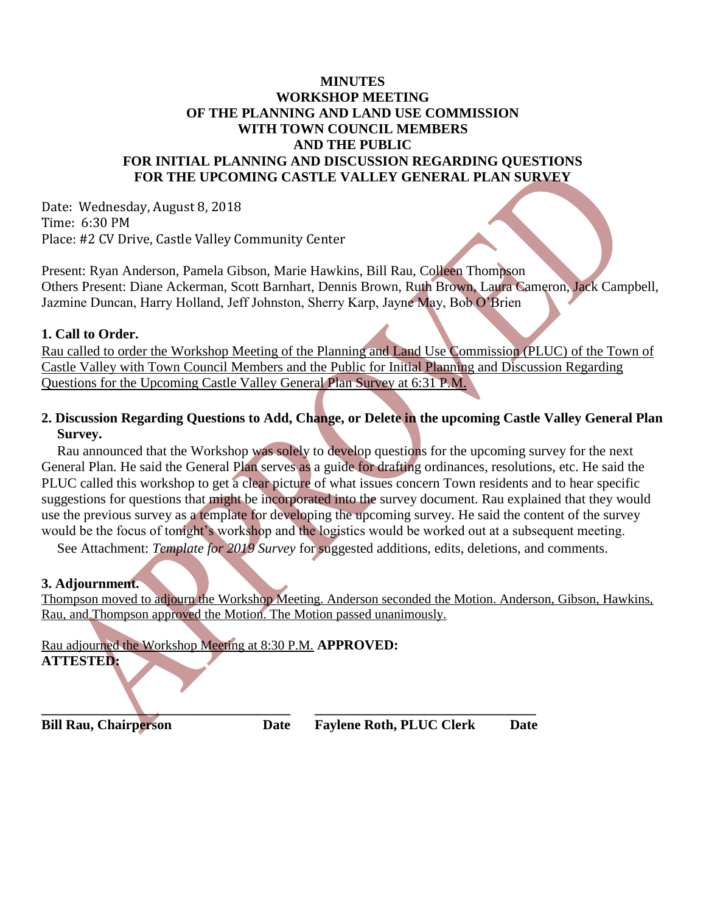**MINUTES**
**WORKSHOP MEETING**
**OF THE PLANNING AND LAND USE COMMISSION**
**WITH TOWN COUNCIL MEMBERS**
**AND THE PUBLIC**
**FOR INITIAL PLANNING AND DISCUSSION REGARDING QUESTIONS**
**FOR THE UPCOMING CASTLE VALLEY GENERAL PLAN SURVEY**

Date: Wednesday, August 8, 2018
Time: 6:30 PM
Place: #2 CV Drive, Castle Valley Community Center

Present: Ryan Anderson, Pamela Gibson, Marie Hawkins, Bill Rau, Colleen Thompson
Others Present: Diane Ackerman, Scott Barnhart, Dennis Brown, Ruth Brown, Laura Cameron, Jack Campbell, Jazmine Duncan, Harry Holland, Jeff Johnston, Sherry Karp, Jayne May, Bob O'Brien

**1. Call to Order.**

Rau called to order the Workshop Meeting of the Planning and Land Use Commission (PLUC) of the Town of Castle Valley with Town Council Members and the Public for Initial Planning and Discussion Regarding Questions for the Upcoming Castle Valley General Plan Survey at 6:31 P.M.

**2. Discussion Regarding Questions to Add, Change, or Delete in the upcoming Castle Valley General Plan Survey.**

Rau announced that the Workshop was solely to develop questions for the upcoming survey for the next General Plan. He said the General Plan serves as a guide for drafting ordinances, resolutions, etc. He said the PLUC called this workshop to get a clear picture of what issues concern Town residents and to hear specific suggestions for questions that might be incorporated into the survey document. Rau explained that they would use the previous survey as a template for developing the upcoming survey. He said the content of the survey would be the focus of tonight's workshop and the logistics would be worked out at a subsequent meeting.

See Attachment: *Template for 2019 Survey* for suggested additions, edits, deletions, and comments.

**3. Adjournment.**

Thompson moved to adjourn the Workshop Meeting. Anderson seconded the Motion. Anderson, Gibson, Hawkins, Rau, and Thompson approved the Motion. The Motion passed unanimously.

Rau adjourned the Workshop Meeting at 8:30 P.M. **APPROVED:**
**ATTESTED:**

______________________________________ ________________________________

**Bill Rau, Chairperson Date** **Faylene Roth, PLUC Clerk Date**

APPROVED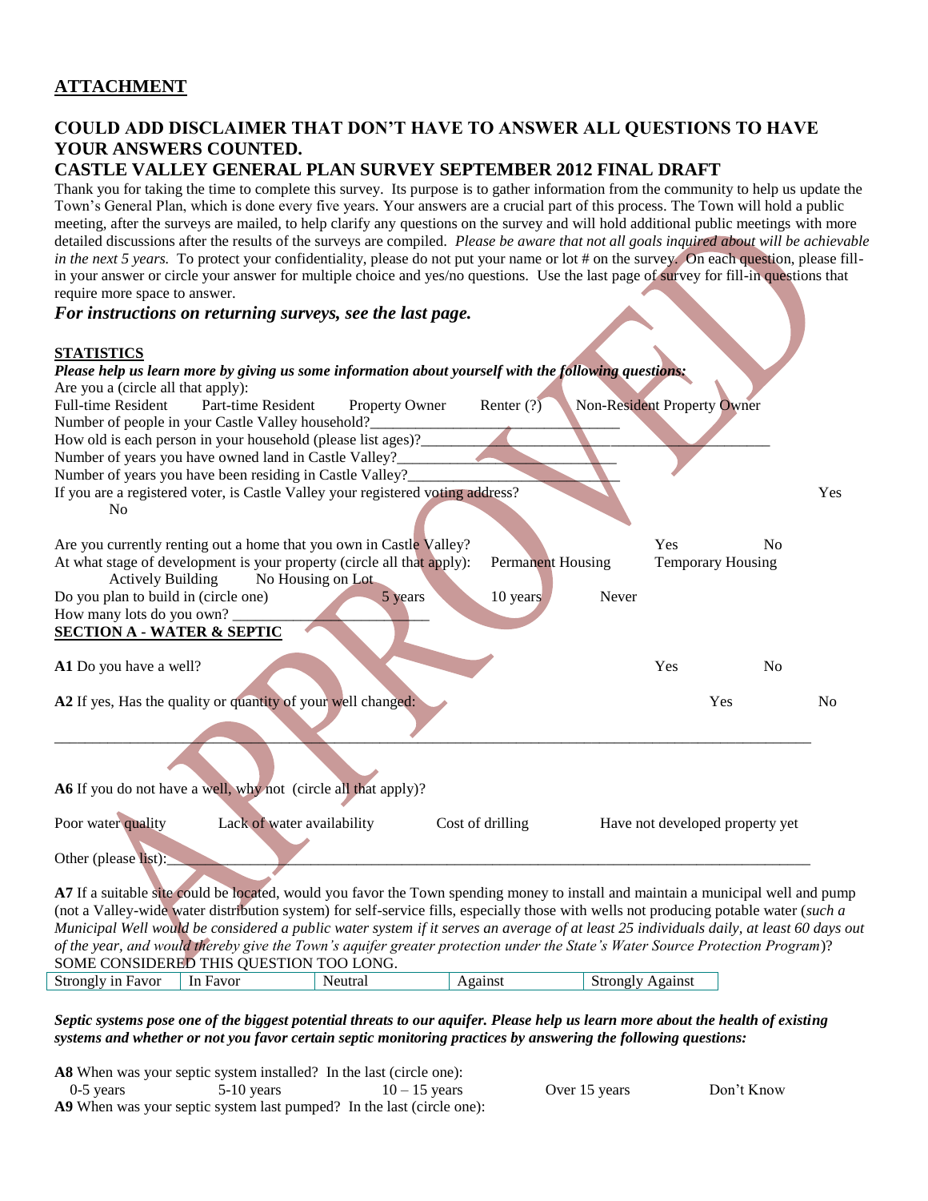## ATTACHMENT

### COULD ADD DISCLAIMER THAT DON'T HAVE TO ANSWER ALL QUESTIONS TO HAVE YOUR ANSWERS COUNTED.

### CASTLE VALLEY GENERAL PLAN SURVEY SEPTEMBER 2012 FINAL DRAFT

Thank you for taking the time to complete this survey. Its purpose is to gather information from the community to help us update the Town's General Plan, which is done every five years. Your answers are a crucial part of this process. The Town will hold a public meeting, after the surveys are mailed, to help clarify any questions on the survey and will hold additional public meetings with more detailed discussions after the results of the surveys are compiled. *Please be aware that not all goals inquired about will be achievable in the next 5 years.* To protect your confidentiality, please do not put your name or lot # on the survey. On each question, please fill-in your answer or circle your answer for multiple choice and yes/no questions. Use the last page of survey for fill-in questions that require more space to answer.

***For instructions on returning surveys, see the last page.***

**STATISTICS**

***Please help us learn more by giving us some information about yourself with the following questions:***

Are you a (circle all that apply):

Full-time Resident    Part-time Resident    Property Owner    Renter (?)    Non-Resident Property Owner

Number of people in your Castle Valley household?___________________________________

How old is each person in your household (please list ages)?_________________________________________________

Number of years you have owned land in Castle Valley?______________________________

Number of years you have been residing in Castle Valley?_____________________________

If you are a registered voter, is Castle Valley your registered voting address?    Yes    No

Are you currently renting out a home that you own in Castle Valley?    Yes    No

At what stage of development is your property (circle all that apply):    Permanent Housing    Temporary Housing    Actively Building    No Housing on Lot

Do you plan to build in (circle one)    5 years    10 years    Never

How many lots do you own? ___________________________

**SECTION A - WATER & SEPTIC**

**A1** Do you have a well?    Yes    No

**A2** If yes, Has the quality or quantity of your well changed:    Yes    No

_____________________________________________________________________________________________

**A6** If you do not have a well, why not (circle all that apply)?

Poor water quality    Lack of water availability    Cost of drilling    Have not developed property yet

Other (please list):_____________________________________________________________________________

**A7** If a suitable site could be located, would you favor the Town spending money to install and maintain a municipal well and pump (not a Valley-wide water distribution system) for self-service fills, especially those with wells not producing potable water (*such a Municipal Well would be considered a public water system if it serves an average of at least 25 individuals daily, at least 60 days out of the year, and would thereby give the Town's aquifer greater protection under the State's Water Source Protection Program*)? SOME CONSIDERED THIS QUESTION TOO LONG.

| Strongly in Favor | In Favor | Neutral | Against | Strongly Against |
|---|---|---|---|---|

***Septic systems pose one of the biggest potential threats to our aquifer. Please help us learn more about the health of existing systems and whether or not you favor certain septic monitoring practices by answering the following questions:***

**A8** When was your septic system installed? In the last (circle one):

0-5 years    5-10 years    10 – 15 years    Over 15 years    Don't Know

**A9** When was your septic system last pumped? In the last (circle one):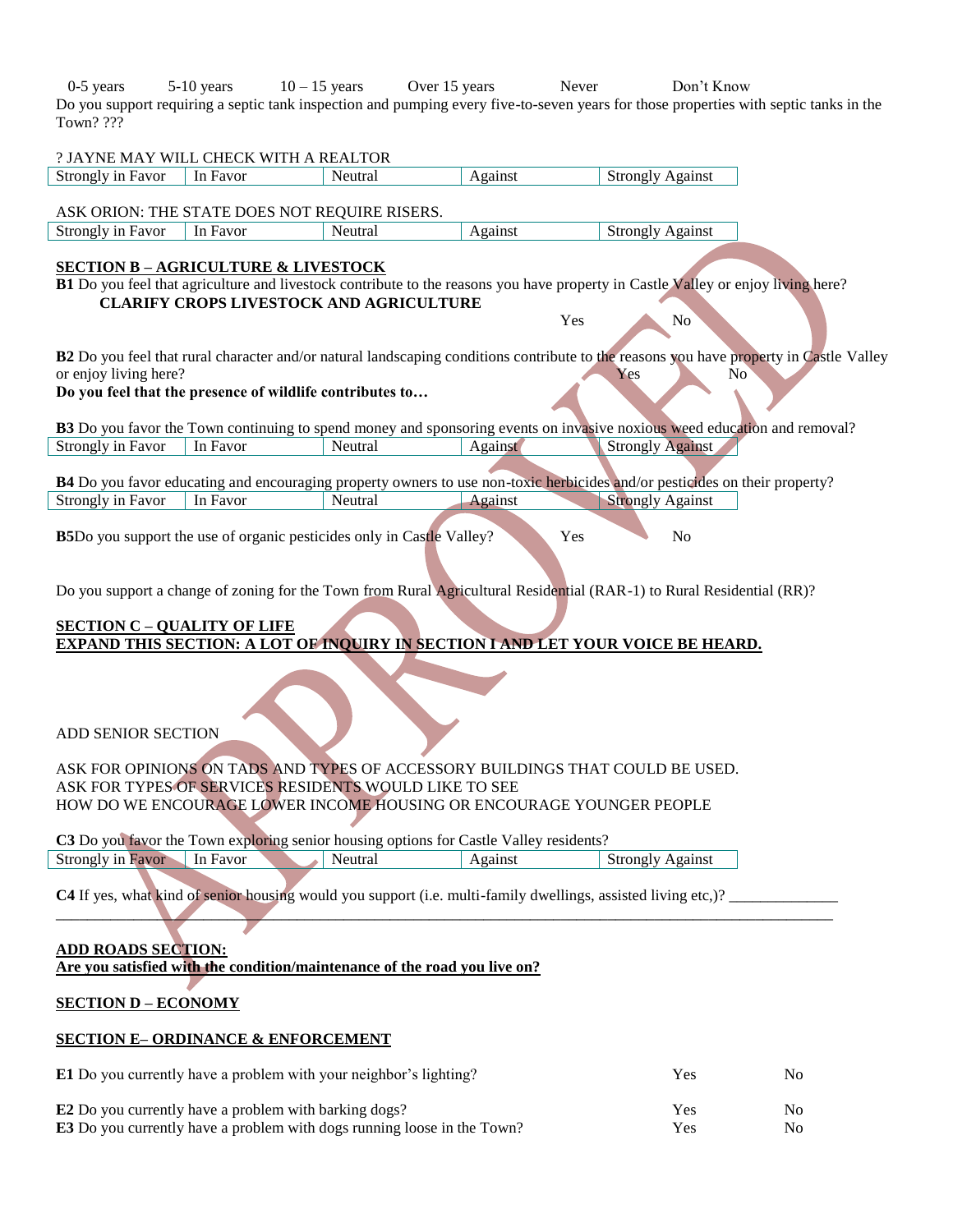0-5 years 5-10 years 10 – 15 years Over 15 years Never Don't Know

Do you support requiring a septic tank inspection and pumping every five-to-seven years for those properties with septic tanks in the Town? ???

? JAYNE MAY WILL CHECK WITH A REALTOR

| Strongly in Favor | In Favor | Neutral | Against | Strongly Against |
|---|---|---|---|---|

ASK ORION: THE STATE DOES NOT REQUIRE RISERS.

| Strongly in Favor | In Favor | Neutral | Against | Strongly Against |
|---|---|---|---|---|

**SECTION B – AGRICULTURE & LIVESTOCK**

**B1** Do you feel that agriculture and livestock contribute to the reasons you have property in Castle Valley or enjoy living here?
**CLARIFY CROPS LIVESTOCK AND AGRICULTURE**

Yes No

**B2** Do you feel that rural character and/or natural landscaping conditions contribute to the reasons you have property in Castle Valley or enjoy living here? Yes No

**Do you feel that the presence of wildlife contributes to…**

**B3** Do you favor the Town continuing to spend money and sponsoring events on invasive noxious weed education and removal?

| Strongly in Favor | In Favor | Neutral | Against | Strongly Against |
|---|---|---|---|---|

**B4** Do you favor educating and encouraging property owners to use non-toxic herbicides and/or pesticides on their property?

| Strongly in Favor | In Favor | Neutral | Against | Strongly Against |
|---|---|---|---|---|

**B5**Do you support the use of organic pesticides only in Castle Valley? Yes No

Do you support a change of zoning for the Town from Rural Agricultural Residential (RAR-1) to Rural Residential (RR)?

**SECTION C – QUALITY OF LIFE**
**EXPAND THIS SECTION: A LOT OF INQUIRY IN SECTION I AND LET YOUR VOICE BE HEARD.**

ADD SENIOR SECTION

ASK FOR OPINIONS ON TADS AND TYPES OF ACCESSORY BUILDINGS THAT COULD BE USED.
ASK FOR TYPES OF SERVICES RESIDENTS WOULD LIKE TO SEE
HOW DO WE ENCOURAGE LOWER INCOME HOUSING OR ENCOURAGE YOUNGER PEOPLE

**C3** Do you favor the Town exploring senior housing options for Castle Valley residents?

| Strongly in Favor | In Favor | Neutral | Against | Strongly Against |
|---|---|---|---|---|

**C4** If yes, what kind of senior housing would you support (i.e. multi-family dwellings, assisted living etc,)? ______________
________________________________________________________________________________________

**ADD ROADS SECTION:**
**Are you satisfied with the condition/maintenance of the road you live on?**

**SECTION D – ECONOMY**

**SECTION E– ORDINANCE & ENFORCEMENT**

**E1** Do you currently have a problem with your neighbor's lighting? Yes No

**E2** Do you currently have a problem with barking dogs? Yes No
**E3** Do you currently have a problem with dogs running loose in the Town? Yes No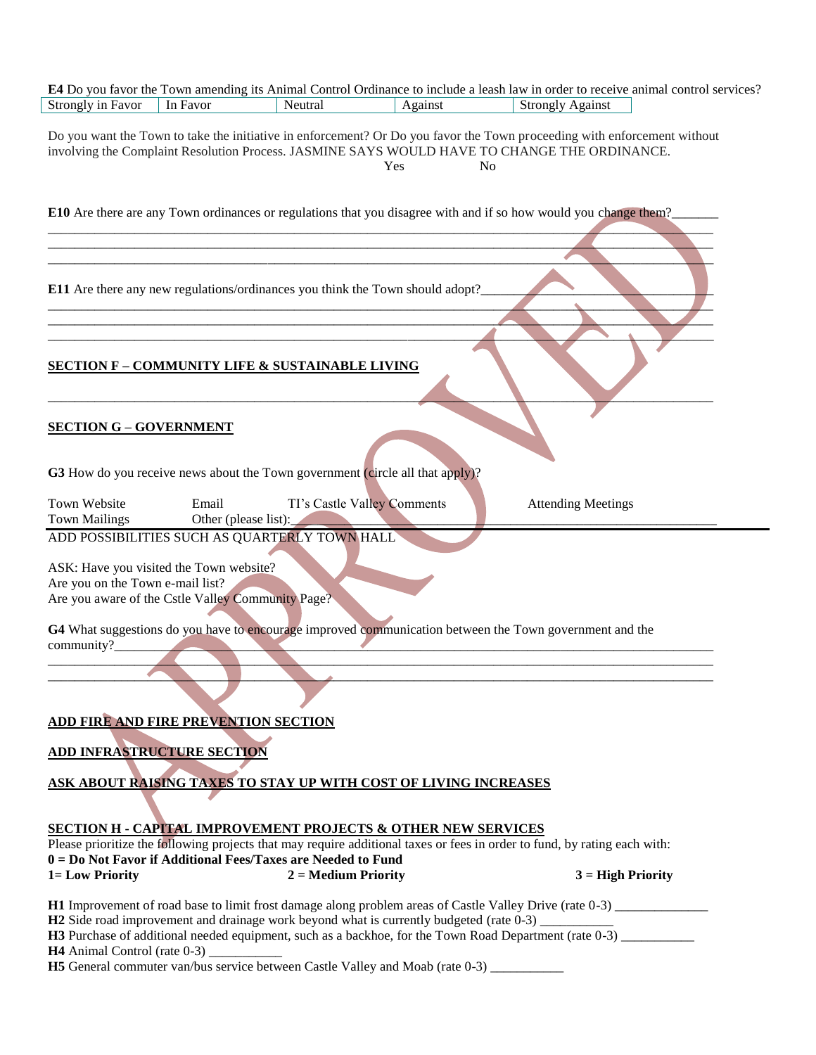**E4** Do you favor the Town amending its Animal Control Ordinance to include a leash law in order to receive animal control services?

| Strongly in Favor | In Favor | Neutral | Against | Strongly Against |
|---|---|---|---|---|

Do you want the Town to take the initiative in enforcement? Or Do you favor the Town proceeding with enforcement without involving the Complaint Resolution Process. JASMINE SAYS WOULD HAVE TO CHANGE THE ORDINANCE.

Yes No

**E10** Are there are any Town ordinances or regulations that you disagree with and if so how would you change them?_______

______________________________________________________________________________________________

______________________________________________________________________________________________

______________________________________________________________________________________________

**E11** Are there any new regulations/ordinances you think the Town should adopt?___________________________

______________________________________________________________________________________________

______________________________________________________________________________________________

______________________________________________________________________________________________

**SECTION F – COMMUNITY LIFE & SUSTAINABLE LIVING**

______________________________________________________________________________________________

**SECTION G – GOVERNMENT**

**G3** How do you receive news about the Town government (circle all that apply)?

Town Website Email TI's Castle Valley Comments Attending Meetings
Town Mailings Other (please list):_______________________________________________

ADD POSSIBILITIES SUCH AS QUARTERLY TOWN HALL

ASK: Have you visited the Town website?
Are you on the Town e-mail list?
Are you aware of the Cstle Valley Community Page?

**G4** What suggestions do you have to encourage improved communication between the Town government and the community?_______________________________________________________________________________

______________________________________________________________________________________________

______________________________________________________________________________________________

**ADD FIRE AND FIRE PREVENTION SECTION**

**ADD INFRASTRUCTURE SECTION**

**ASK ABOUT RAISING TAXES TO STAY UP WITH COST OF LIVING INCREASES**

**SECTION H - CAPITAL IMPROVEMENT PROJECTS & OTHER NEW SERVICES**

Please prioritize the following projects that may require additional taxes or fees in order to fund, by rating each with:
**0 = Do Not Favor if Additional Fees/Taxes are Needed to Fund**
**1= Low Priority** **2 = Medium Priority** **3 = High Priority**

**H1** Improvement of road base to limit frost damage along problem areas of Castle Valley Drive (rate 0-3) ______________
**H2** Side road improvement and drainage work beyond what is currently budgeted (rate 0-3) ___________
**H3** Purchase of additional needed equipment, such as a backhoe, for the Town Road Department (rate 0-3) ___________
**H4** Animal Control (rate 0-3) ___________
**H5** General commuter van/bus service between Castle Valley and Moab (rate 0-3) ___________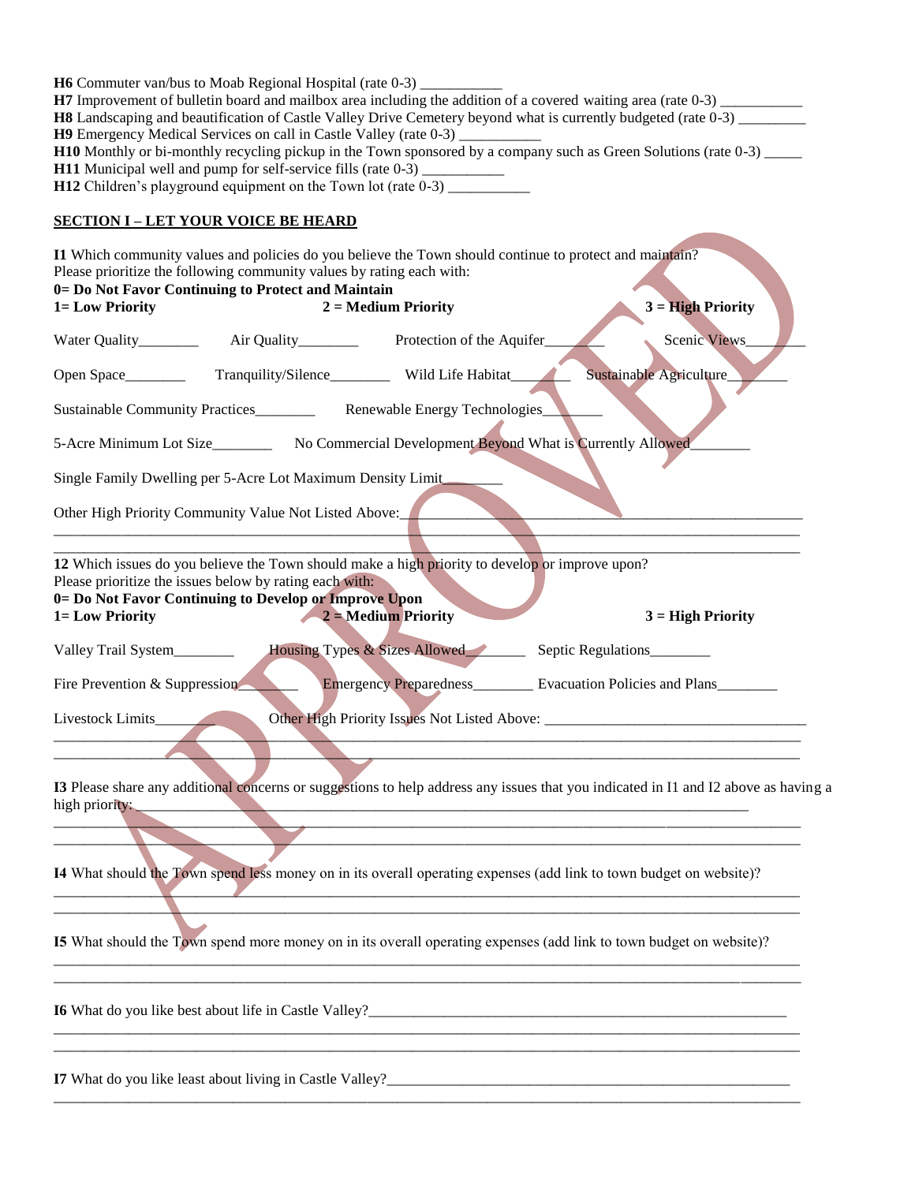**H6** Commuter van/bus to Moab Regional Hospital (rate 0-3) ___________

**H7** Improvement of bulletin board and mailbox area including the addition of a covered waiting area (rate 0-3) ___________

**H8** Landscaping and beautification of Castle Valley Drive Cemetery beyond what is currently budgeted (rate 0-3) _________

**H9** Emergency Medical Services on call in Castle Valley (rate 0-3) ___________

**H10** Monthly or bi-monthly recycling pickup in the Town sponsored by a company such as Green Solutions (rate 0-3) _____

**H11** Municipal well and pump for self-service fills (rate 0-3) ___________

**H12** Children's playground equipment on the Town lot (rate 0-3) ___________

## SECTION I – LET YOUR VOICE BE HEARD

**I1** Which community values and policies do you believe the Town should continue to protect and maintain?
Please prioritize the following community values by rating each with:
**0= Do Not Favor Continuing to Protect and Maintain**
**1= Low Priority** **2 = Medium Priority** **3 = High Priority**

Water Quality________ Air Quality________ Protection of the Aquifer________ Scenic Views________

Open Space________ Tranquility/Silence________ Wild Life Habitat________ Sustainable Agriculture________

Sustainable Community Practices________ Renewable Energy Technologies________

5-Acre Minimum Lot Size________ No Commercial Development Beyond What is Currently Allowed________

Single Family Dwelling per 5-Acre Lot Maximum Density Limit________

Other High Priority Community Value Not Listed Above:_____________________________________________
_____________________________________________________________________________________________
_____________________________________________________________________________________________

**I2** Which issues do you believe the Town should make a high priority to develop or improve upon?
Please prioritize the issues below by rating each with:
**0= Do Not Favor Continuing to Develop or Improve Upon**
**1= Low Priority** **2 = Medium Priority** **3 = High Priority**

Valley Trail System________ Housing Types & Sizes Allowed________ Septic Regulations________

Fire Prevention & Suppression________ Emergency Preparedness________ Evacuation Policies and Plans________

Livestock Limits________ Other High Priority Issues Not Listed Above: __________________________________
_____________________________________________________________________________________________
_____________________________________________________________________________________________

**I3** Please share any additional concerns or suggestions to help address any issues that you indicated in I1 and I2 above as having a high priority:_____________________________________________________________________________
_____________________________________________________________________________________________
_____________________________________________________________________________________________

**I4** What should the Town spend less money on in its overall operating expenses (add link to town budget on website)?
_____________________________________________________________________________________________
_____________________________________________________________________________________________

**I5** What should the Town spend more money on in its overall operating expenses (add link to town budget on website)?
_____________________________________________________________________________________________
_____________________________________________________________________________________________

**I6** What do you like best about life in Castle Valley?____________________________________________________
_____________________________________________________________________________________________
_____________________________________________________________________________________________

**I7** What do you like least about living in Castle Valley?__________________________________________________
_____________________________________________________________________________________________

APPROVED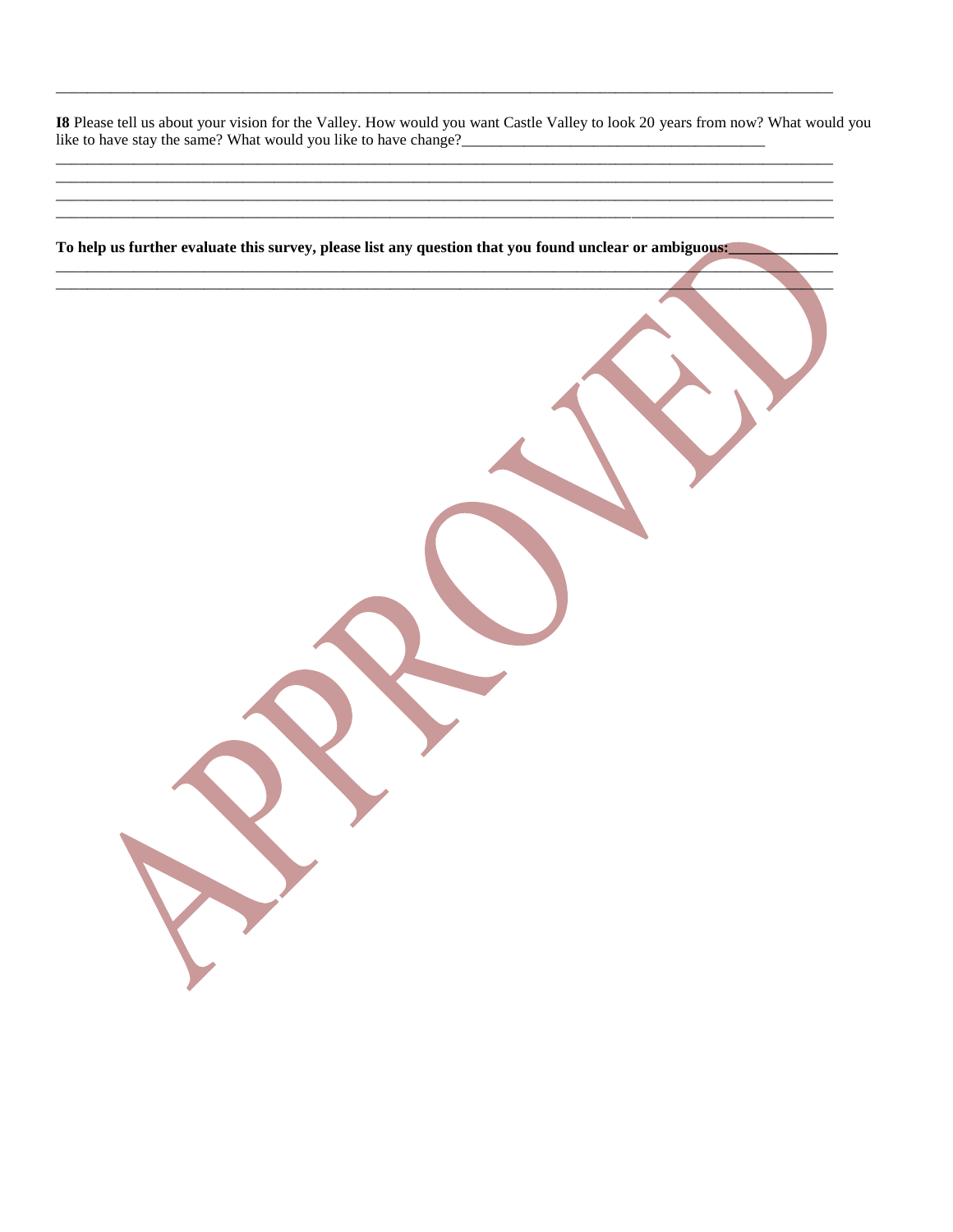**I8** Please tell us about your vision for the Valley. How would you want Castle Valley to look 20 years from now? What would you like to have stay the same? What would you like to have change?

**To help us further evaluate this survey, please list any question that you found unclear or ambiguous:**

APPROVED